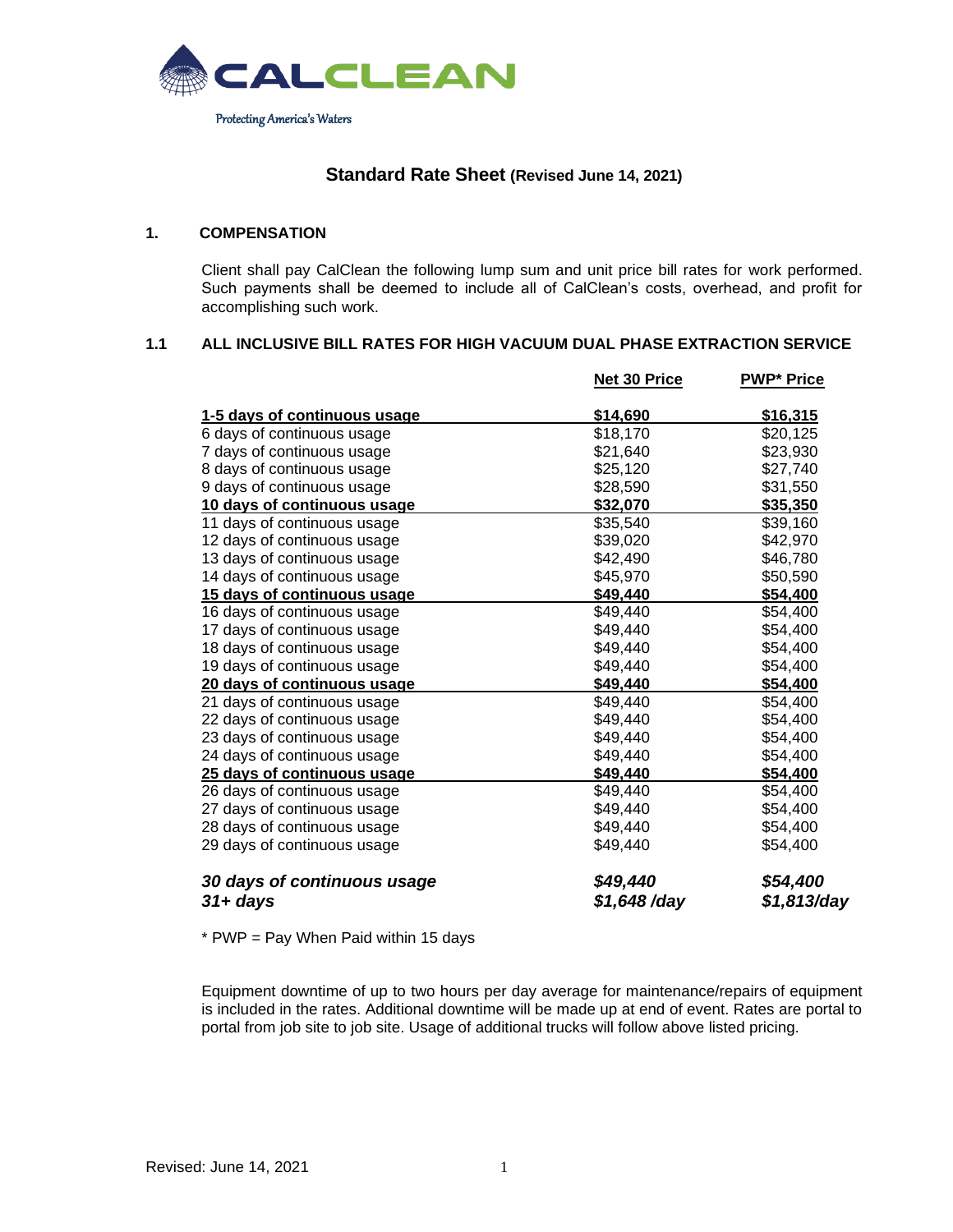CALCLEAN

Protecting America's Waters

# Standard Rate Sheet (Revised June 14, 2021)

## 1. COMPENSATION

Client shall pay CalClean the following lump sum and unit price bill rates for work performed. Such payments shall be deemed to include all of CalClean's costs, overhead, and profit for accomplishing such work.

### 1.1 ALL INCLUSIVE BILL RATES FOR HIGH VACUUM DUAL PHASE EXTRACTION SERVICE

| | Net 30 Price | PWP* Price |
|---|---|---|
| **1-5 days of continuous usage** | **$14,690** | **$16,315** |
| 6 days of continuous usage | $18,170 | $20,125 |
| 7 days of continuous usage | $21,640 | $23,930 |
| 8 days of continuous usage | $25,120 | $27,740 |
| 9 days of continuous usage | $28,590 | $31,550 |
| **10 days of continuous usage** | **$32,070** | **$35,350** |
| 11 days of continuous usage | $35,540 | $39,160 |
| 12 days of continuous usage | $39,020 | $42,970 |
| 13 days of continuous usage | $42,490 | $46,780 |
| 14 days of continuous usage | $45,970 | $50,590 |
| **15 days of continuous usage** | **$49,440** | **$54,400** |
| 16 days of continuous usage | $49,440 | $54,400 |
| 17 days of continuous usage | $49,440 | $54,400 |
| 18 days of continuous usage | $49,440 | $54,400 |
| 19 days of continuous usage | $49,440 | $54,400 |
| **20 days of continuous usage** | **$49,440** | **$54,400** |
| 21 days of continuous usage | $49,440 | $54,400 |
| 22 days of continuous usage | $49,440 | $54,400 |
| 23 days of continuous usage | $49,440 | $54,400 |
| 24 days of continuous usage | $49,440 | $54,400 |
| **25 days of continuous usage** | **$49,440** | **$54,400** |
| 26 days of continuous usage | $49,440 | $54,400 |
| 27 days of continuous usage | $49,440 | $54,400 |
| 28 days of continuous usage | $49,440 | $54,400 |
| 29 days of continuous usage | $49,440 | $54,400 |
| ***30 days of continuous usage*** | ***$49,440*** | ***$54,400*** |
| ***31+ days*** | ***$1,648 /day*** | ***$1,813/day*** |

* PWP = Pay When Paid within 15 days

Equipment downtime of up to two hours per day average for maintenance/repairs of equipment is included in the rates. Additional downtime will be made up at end of event. Rates are portal to portal from job site to job site. Usage of additional trucks will follow above listed pricing.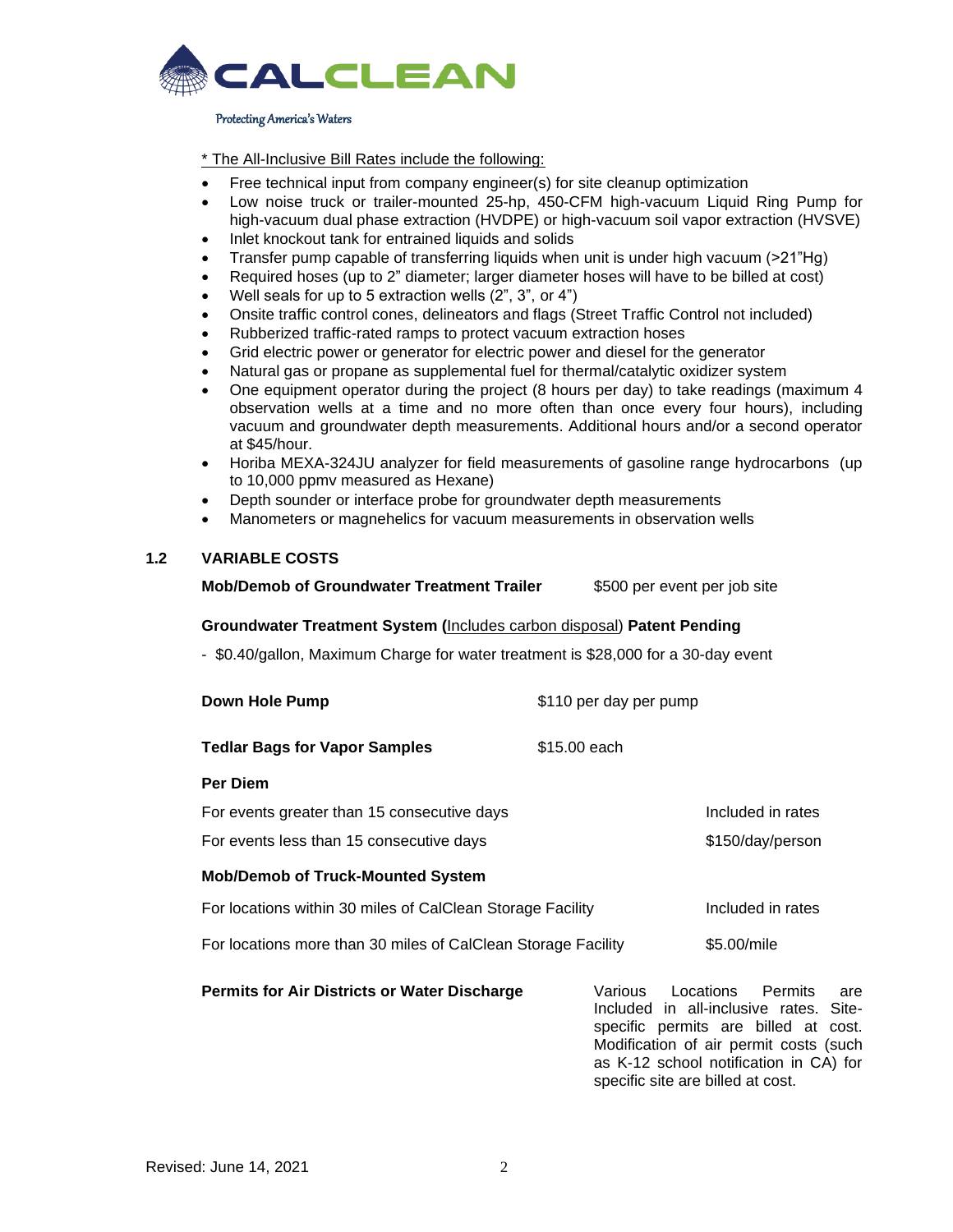\* The All-Inclusive Bill Rates include the following:

- Free technical input from company engineer(s) for site cleanup optimization
- Low noise truck or trailer-mounted 25-hp, 450-CFM high-vacuum Liquid Ring Pump for high-vacuum dual phase extraction (HVDPE) or high-vacuum soil vapor extraction (HVSVE)
- Inlet knockout tank for entrained liquids and solids
- Transfer pump capable of transferring liquids when unit is under high vacuum (>21"Hg)
- Required hoses (up to 2" diameter; larger diameter hoses will have to be billed at cost)
- Well seals for up to 5 extraction wells (2", 3", or 4")
- Onsite traffic control cones, delineators and flags (Street Traffic Control not included)
- Rubberized traffic-rated ramps to protect vacuum extraction hoses
- Grid electric power or generator for electric power and diesel for the generator
- Natural gas or propane as supplemental fuel for thermal/catalytic oxidizer system
- One equipment operator during the project (8 hours per day) to take readings (maximum 4 observation wells at a time and no more often than once every four hours), including vacuum and groundwater depth measurements. Additional hours and/or a second operator at $45/hour.
- Horiba MEXA-324JU analyzer for field measurements of gasoline range hydrocarbons (up to 10,000 ppmv measured as Hexane)
- Depth sounder or interface probe for groundwater depth measurements
- Manometers or magnehelics for vacuum measurements in observation wells

## 1.2 VARIABLE COSTS

**Mob/Demob of Groundwater Treatment Trailer** — $500 per event per job site

**Groundwater Treatment System (**Includes carbon disposal**) Patent Pending**

- $0.40/gallon, Maximum Charge for water treatment is $28,000 for a 30-day event

**Down Hole Pump** — $110 per day per pump

**Tedlar Bags for Vapor Samples** — $15.00 each

**Per Diem**

| | |
|---|---|
| For events greater than 15 consecutive days | Included in rates |
| For events less than 15 consecutive days | $150/day/person |

**Mob/Demob of Truck-Mounted System**

| | |
|---|---|
| For locations within 30 miles of CalClean Storage Facility | Included in rates |
| For locations more than 30 miles of CalClean Storage Facility | $5.00/mile |

**Permits for Air Districts or Water Discharge** — Various Locations Permits are Included in all-inclusive rates. Site-specific permits are billed at cost. Modification of air permit costs (such as K-12 school notification in CA) for specific site are billed at cost.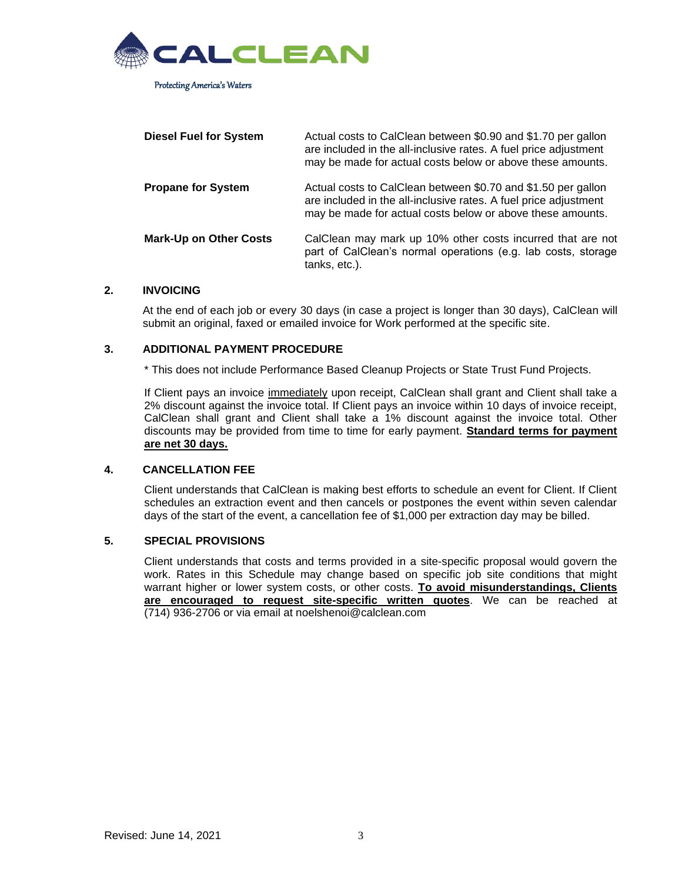CALCLEAN

Protecting America's Waters

| | |
|---|---|
| **Diesel Fuel for System** | Actual costs to CalClean between $0.90 and $1.70 per gallon are included in the all-inclusive rates. A fuel price adjustment may be made for actual costs below or above these amounts. |
| **Propane for System** | Actual costs to CalClean between $0.70 and $1.50 per gallon are included in the all-inclusive rates. A fuel price adjustment may be made for actual costs below or above these amounts. |
| **Mark-Up on Other Costs** | CalClean may mark up 10% other costs incurred that are not part of CalClean's normal operations (e.g. lab costs, storage tanks, etc.). |

## 2. INVOICING

At the end of each job or every 30 days (in case a project is longer than 30 days), CalClean will submit an original, faxed or emailed invoice for Work performed at the specific site.

## 3. ADDITIONAL PAYMENT PROCEDURE

* This does not include Performance Based Cleanup Projects or State Trust Fund Projects.

If Client pays an invoice immediately upon receipt, CalClean shall grant and Client shall take a 2% discount against the invoice total. If Client pays an invoice within 10 days of invoice receipt, CalClean shall grant and Client shall take a 1% discount against the invoice total. Other discounts may be provided from time to time for early payment. **Standard terms for payment are net 30 days.**

## 4. CANCELLATION FEE

Client understands that CalClean is making best efforts to schedule an event for Client. If Client schedules an extraction event and then cancels or postpones the event within seven calendar days of the start of the event, a cancellation fee of $1,000 per extraction day may be billed.

## 5. SPECIAL PROVISIONS

Client understands that costs and terms provided in a site-specific proposal would govern the work. Rates in this Schedule may change based on specific job site conditions that might warrant higher or lower system costs, or other costs. **To avoid misunderstandings, Clients are encouraged to request site-specific written quotes**. We can be reached at (714) 936-2706 or via email at noelshenoi@calclean.com

Revised: June 14, 2021